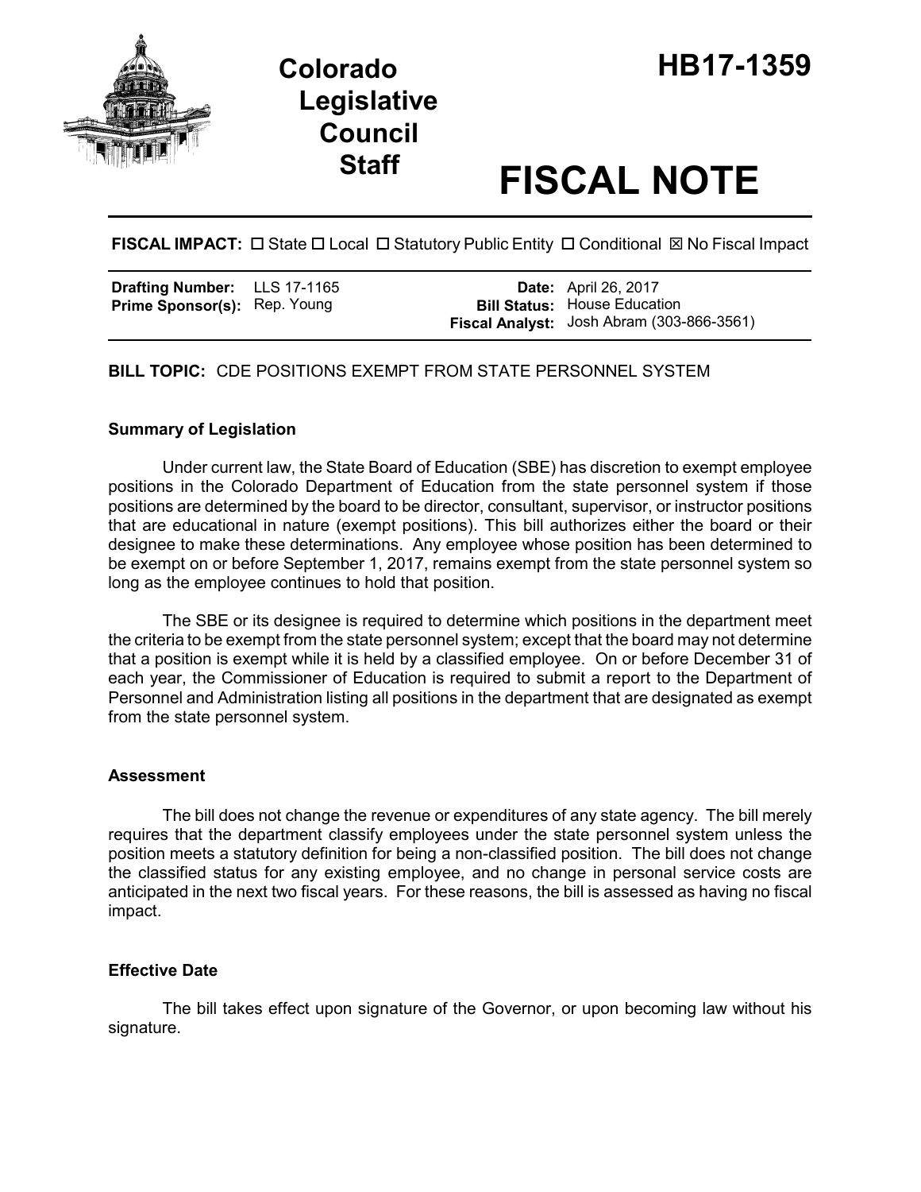# Colorado Legislative Council Staff

# HB17-1359

# FISCAL NOTE

**FISCAL IMPACT:** ☐ State ☐ Local ☐ Statutory Public Entity ☐ Conditional ☒ No Fiscal Impact

| | | | |
|---|---|---|---|
| **Drafting Number:** | LLS 17-1165 | **Date:** | April 26, 2017 |
| **Prime Sponsor(s):** | Rep. Young | **Bill Status:** | House Education |
| | | **Fiscal Analyst:** | Josh Abram (303-866-3561) |

**BILL TOPIC:** CDE POSITIONS EXEMPT FROM STATE PERSONNEL SYSTEM

### Summary of Legislation

Under current law, the State Board of Education (SBE) has discretion to exempt employee positions in the Colorado Department of Education from the state personnel system if those positions are determined by the board to be director, consultant, supervisor, or instructor positions that are educational in nature (exempt positions). This bill authorizes either the board or their designee to make these determinations. Any employee whose position has been determined to be exempt on or before September 1, 2017, remains exempt from the state personnel system so long as the employee continues to hold that position.

The SBE or its designee is required to determine which positions in the department meet the criteria to be exempt from the state personnel system; except that the board may not determine that a position is exempt while it is held by a classified employee. On or before December 31 of each year, the Commissioner of Education is required to submit a report to the Department of Personnel and Administration listing all positions in the department that are designated as exempt from the state personnel system.

### Assessment

The bill does not change the revenue or expenditures of any state agency. The bill merely requires that the department classify employees under the state personnel system unless the position meets a statutory definition for being a non-classified position. The bill does not change the classified status for any existing employee, and no change in personal service costs are anticipated in the next two fiscal years. For these reasons, the bill is assessed as having no fiscal impact.

### Effective Date

The bill takes effect upon signature of the Governor, or upon becoming law without his signature.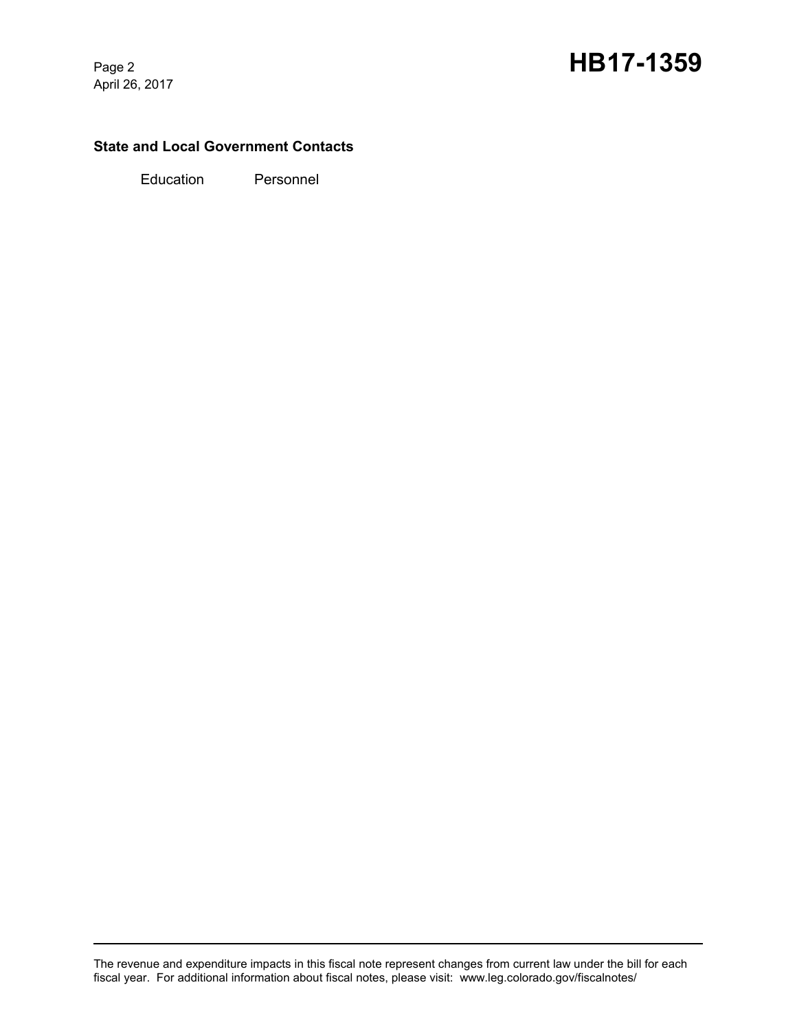**State and Local Government Contacts**

Education Personnel

The revenue and expenditure impacts in this fiscal note represent changes from current law under the bill for each fiscal year. For additional information about fiscal notes, please visit: www.leg.colorado.gov/fiscalnotes/